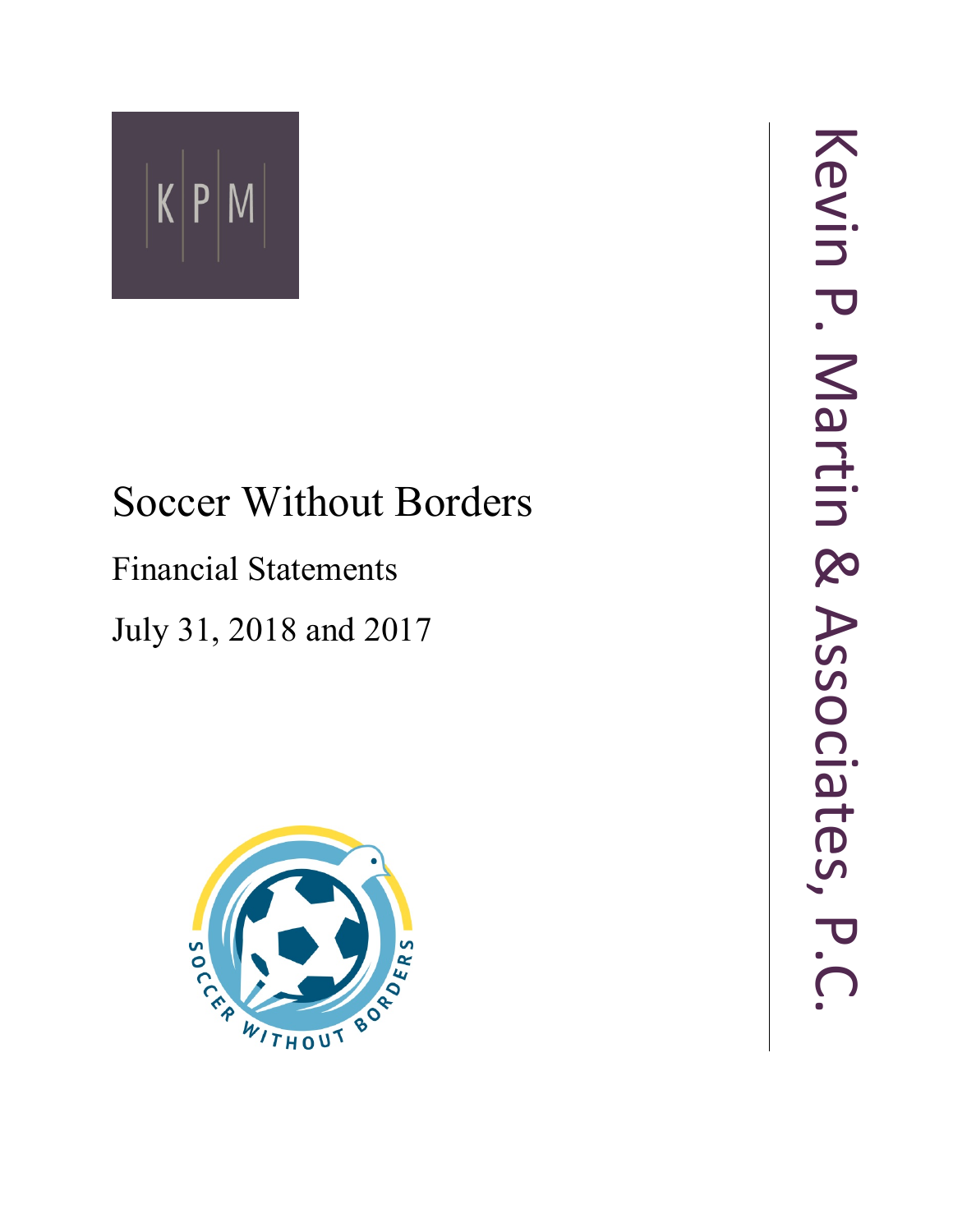KPM

# Soccer Without Borders

## Financial Statements

## July 31, 2018 and 2017

Kevin P. Martin & Associates, P.C.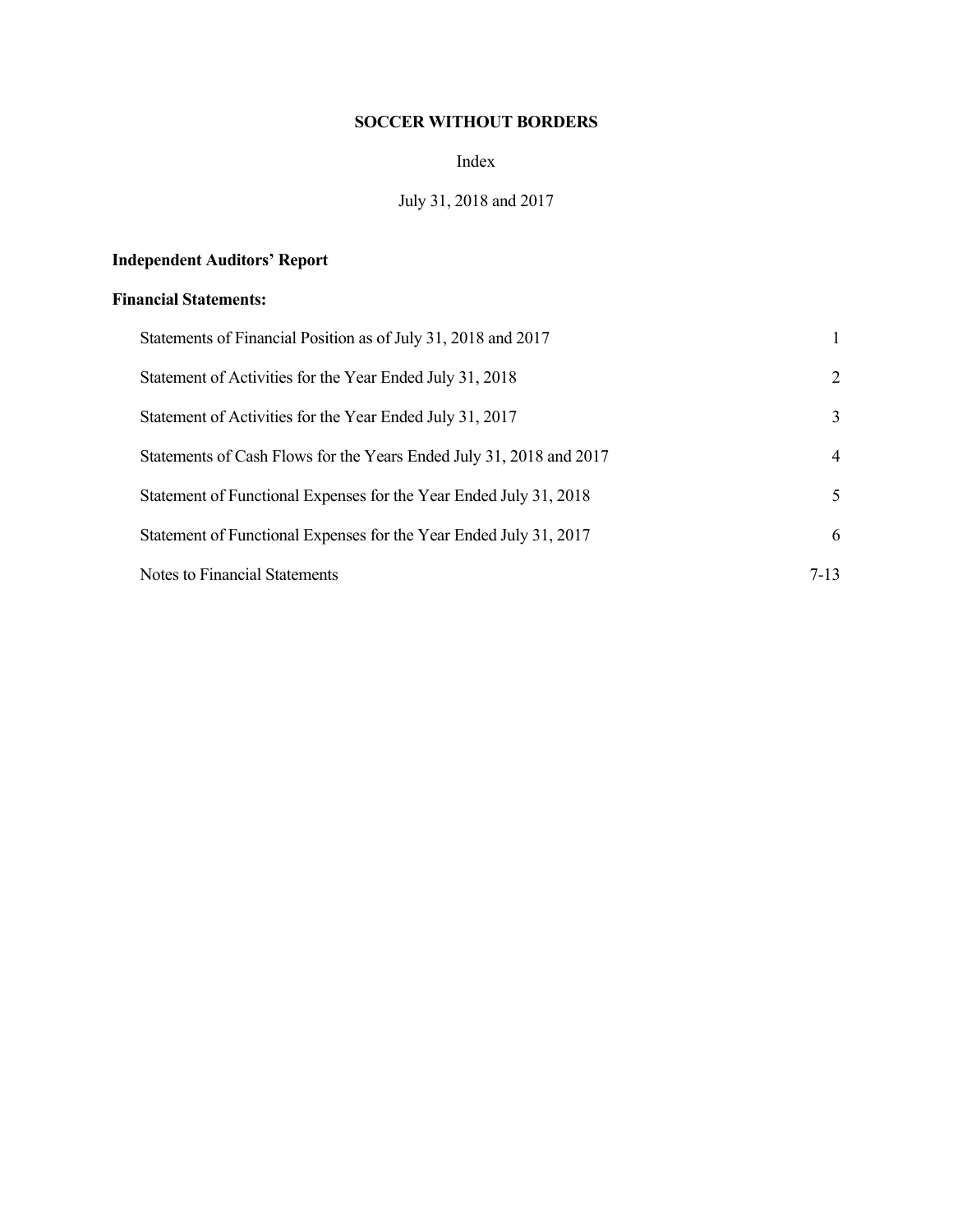# SOCCER WITHOUT BORDERS

Index

July 31, 2018 and 2017

**Independent Auditors' Report**

**Financial Statements:**

| | |
|---|---|
| Statements of Financial Position as of July 31, 2018 and 2017 | 1 |
| Statement of Activities for the Year Ended July 31, 2018 | 2 |
| Statement of Activities for the Year Ended July 31, 2017 | 3 |
| Statements of Cash Flows for the Years Ended July 31, 2018 and 2017 | 4 |
| Statement of Functional Expenses for the Year Ended July 31, 2018 | 5 |
| Statement of Functional Expenses for the Year Ended July 31, 2017 | 6 |
| Notes to Financial Statements | 7-13 |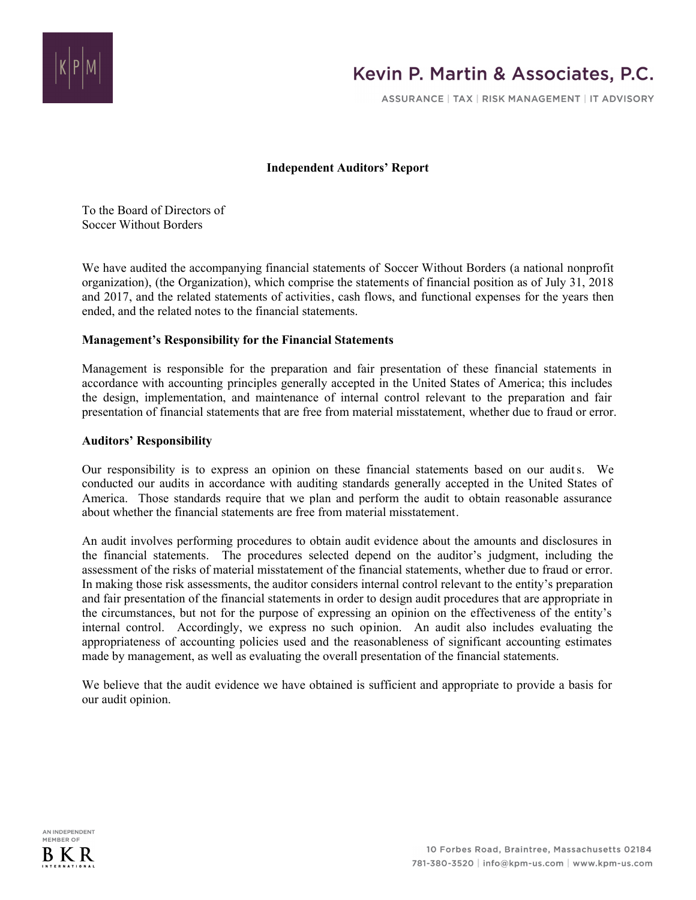# Independent Auditors' Report

To the Board of Directors of
Soccer Without Borders

We have audited the accompanying financial statements of Soccer Without Borders (a national nonprofit organization), (the Organization), which comprise the statements of financial position as of July 31, 2018 and 2017, and the related statements of activities, cash flows, and functional expenses for the years then ended, and the related notes to the financial statements.

## Management's Responsibility for the Financial Statements

Management is responsible for the preparation and fair presentation of these financial statements in accordance with accounting principles generally accepted in the United States of America; this includes the design, implementation, and maintenance of internal control relevant to the preparation and fair presentation of financial statements that are free from material misstatement, whether due to fraud or error.

## Auditors' Responsibility

Our responsibility is to express an opinion on these financial statements based on our audits. We conducted our audits in accordance with auditing standards generally accepted in the United States of America. Those standards require that we plan and perform the audit to obtain reasonable assurance about whether the financial statements are free from material misstatement.

An audit involves performing procedures to obtain audit evidence about the amounts and disclosures in the financial statements. The procedures selected depend on the auditor's judgment, including the assessment of the risks of material misstatement of the financial statements, whether due to fraud or error. In making those risk assessments, the auditor considers internal control relevant to the entity's preparation and fair presentation of the financial statements in order to design audit procedures that are appropriate in the circumstances, but not for the purpose of expressing an opinion on the effectiveness of the entity's internal control. Accordingly, we express no such opinion. An audit also includes evaluating the appropriateness of accounting policies used and the reasonableness of significant accounting estimates made by management, as well as evaluating the overall presentation of the financial statements.

We believe that the audit evidence we have obtained is sufficient and appropriate to provide a basis for our audit opinion.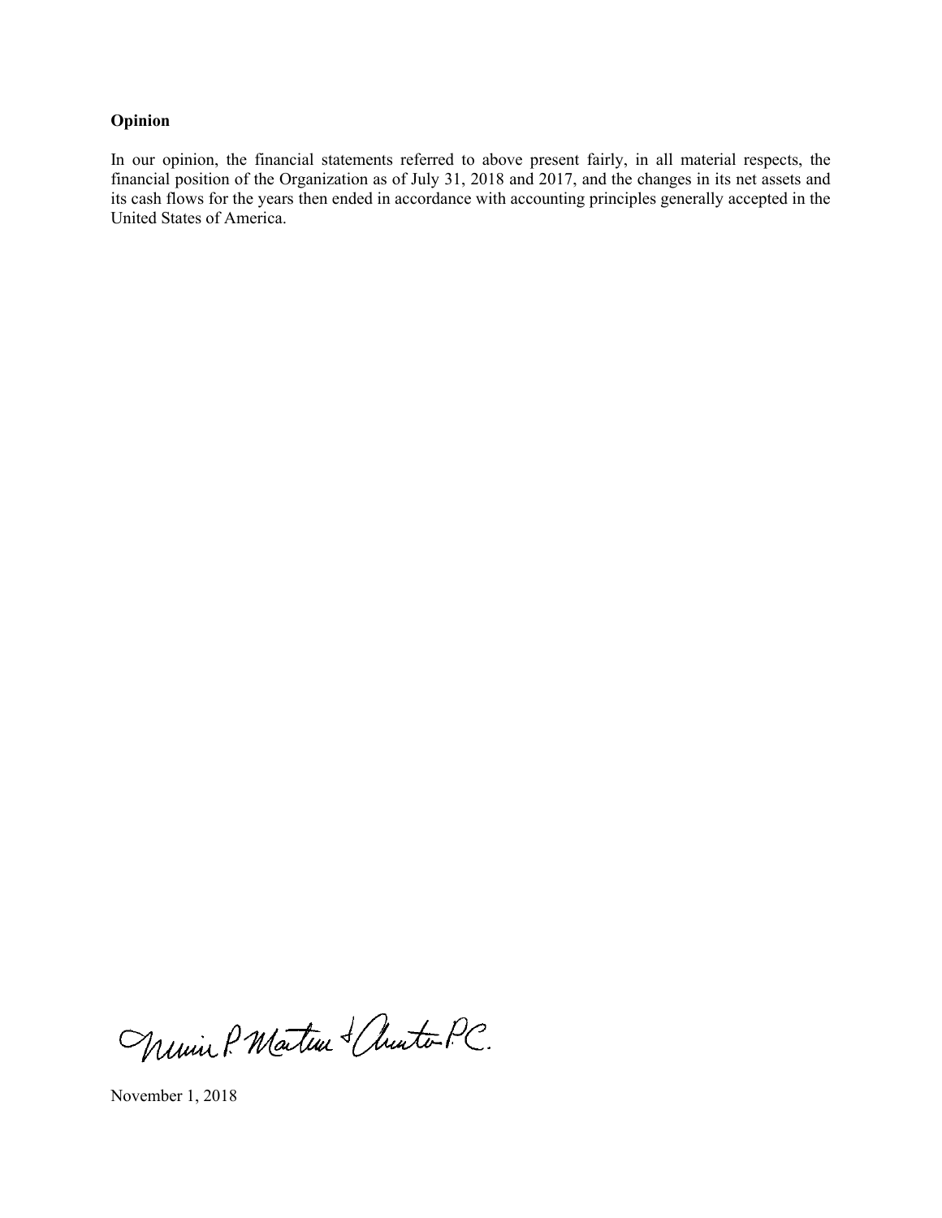**Opinion**

In our opinion, the financial statements referred to above present fairly, in all material respects, the financial position of the Organization as of July 31, 2018 and 2017, and the changes in its net assets and its cash flows for the years then ended in accordance with accounting principles generally accepted in the United States of America.

Nemiro P. Martino & Chinton P.C.

November 1, 2018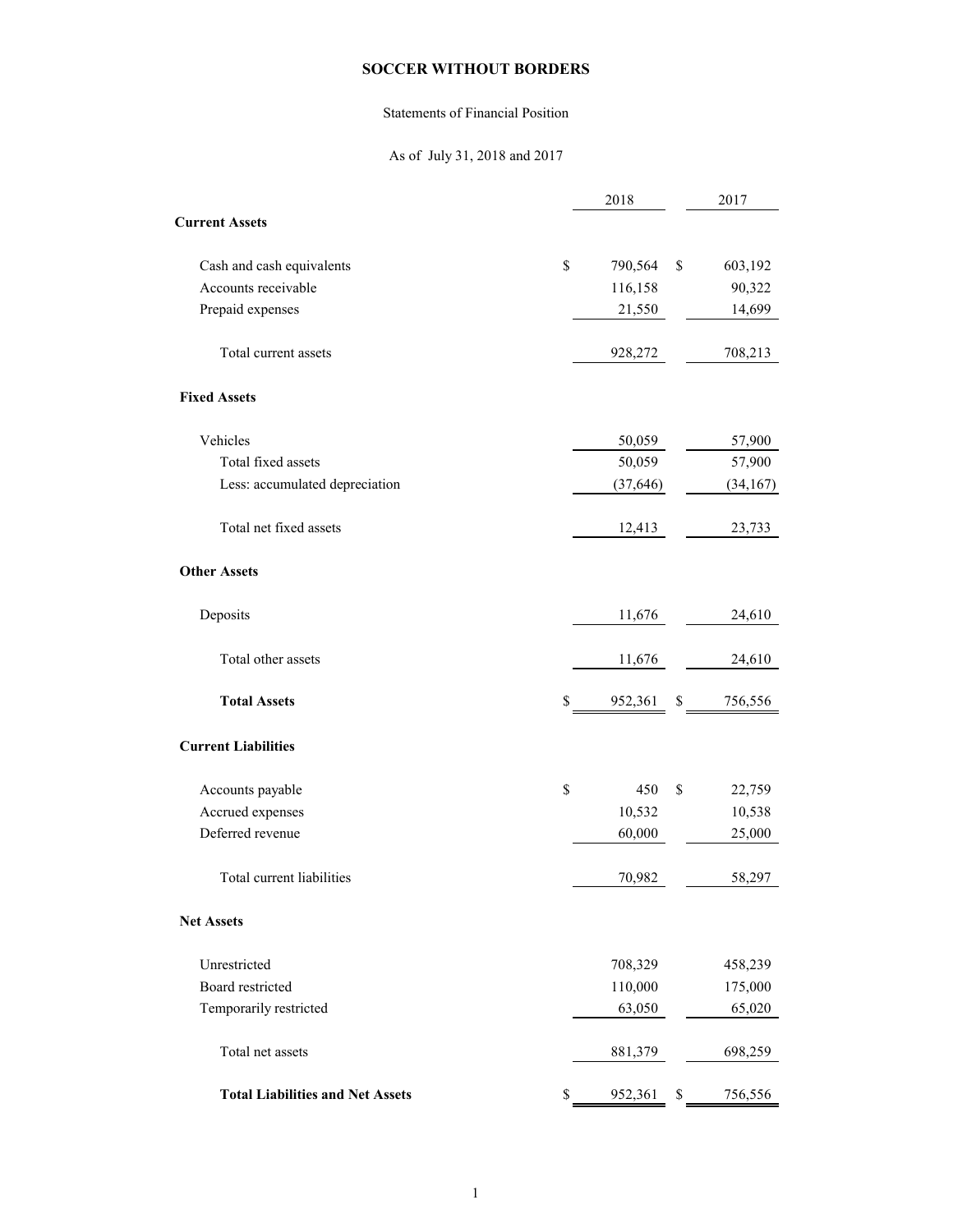# SOCCER WITHOUT BORDERS

Statements of Financial Position

As of July 31, 2018 and 2017

| | 2018 | 2017 |
|---|---|---|
| **Current Assets** | | |
| Cash and cash equivalents | $ 790,564 | $ 603,192 |
| Accounts receivable | 116,158 | 90,322 |
| Prepaid expenses | 21,550 | 14,699 |
| Total current assets | 928,272 | 708,213 |
| **Fixed Assets** | | |
| Vehicles | 50,059 | 57,900 |
| Total fixed assets | 50,059 | 57,900 |
| Less: accumulated depreciation | (37,646) | (34,167) |
| Total net fixed assets | 12,413 | 23,733 |
| **Other Assets** | | |
| Deposits | 11,676 | 24,610 |
| Total other assets | 11,676 | 24,610 |
| **Total Assets** | $ 952,361 | $ 756,556 |
| **Current Liabilities** | | |
| Accounts payable | $ 450 | $ 22,759 |
| Accrued expenses | 10,532 | 10,538 |
| Deferred revenue | 60,000 | 25,000 |
| Total current liabilities | 70,982 | 58,297 |
| **Net Assets** | | |
| Unrestricted | 708,329 | 458,239 |
| Board restricted | 110,000 | 175,000 |
| Temporarily restricted | 63,050 | 65,020 |
| Total net assets | 881,379 | 698,259 |
| **Total Liabilities and Net Assets** | $ 952,361 | $ 756,556 |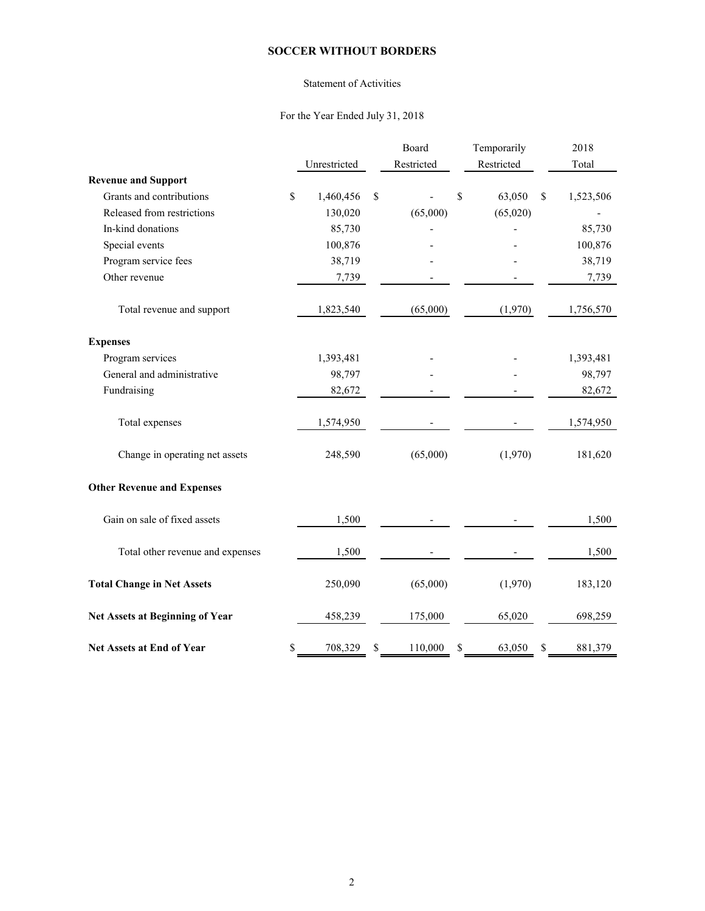# SOCCER WITHOUT BORDERS

Statement of Activities

For the Year Ended July 31, 2018

| | Unrestricted | Board Restricted | Temporarily Restricted | 2018 Total |
|---|---|---|---|---|
| **Revenue and Support** | | | | |
| Grants and contributions | $ 1,460,456 | $ - | $ 63,050 | $ 1,523,506 |
| Released from restrictions | 130,020 | (65,000) | (65,020) | - |
| In-kind donations | 85,730 | - | - | 85,730 |
| Special events | 100,876 | - | - | 100,876 |
| Program service fees | 38,719 | - | - | 38,719 |
| Other revenue | 7,739 | - | - | 7,739 |
| Total revenue and support | 1,823,540 | (65,000) | (1,970) | 1,756,570 |
| **Expenses** | | | | |
| Program services | 1,393,481 | - | - | 1,393,481 |
| General and administrative | 98,797 | - | - | 98,797 |
| Fundraising | 82,672 | - | - | 82,672 |
| Total expenses | 1,574,950 | - | - | 1,574,950 |
| Change in operating net assets | 248,590 | (65,000) | (1,970) | 181,620 |
| **Other Revenue and Expenses** | | | | |
| Gain on sale of fixed assets | 1,500 | - | - | 1,500 |
| Total other revenue and expenses | 1,500 | - | - | 1,500 |
| **Total Change in Net Assets** | 250,090 | (65,000) | (1,970) | 183,120 |
| **Net Assets at Beginning of Year** | 458,239 | 175,000 | 65,020 | 698,259 |
| **Net Assets at End of Year** | $ 708,329 | $ 110,000 | $ 63,050 | $ 881,379 |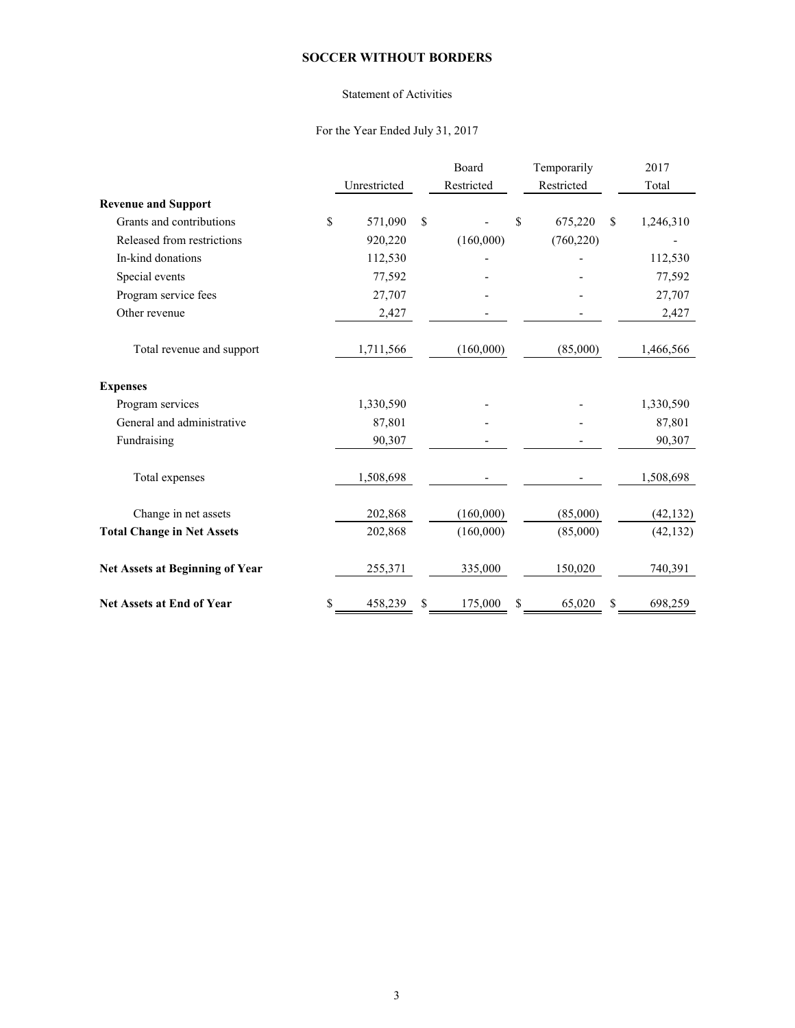# SOCCER WITHOUT BORDERS

Statement of Activities

For the Year Ended July 31, 2017

| | Unrestricted | Board Restricted | Temporarily Restricted | 2017 Total |
|---|---|---|---|---|
| **Revenue and Support** | | | | |
| Grants and contributions | $ 571,090 | $ - | $ 675,220 | $ 1,246,310 |
| Released from restrictions | 920,220 | (160,000) | (760,220) | - |
| In-kind donations | 112,530 | - | - | 112,530 |
| Special events | 77,592 | - | - | 77,592 |
| Program service fees | 27,707 | - | - | 27,707 |
| Other revenue | 2,427 | - | - | 2,427 |
| Total revenue and support | 1,711,566 | (160,000) | (85,000) | 1,466,566 |
| **Expenses** | | | | |
| Program services | 1,330,590 | - | - | 1,330,590 |
| General and administrative | 87,801 | - | - | 87,801 |
| Fundraising | 90,307 | - | - | 90,307 |
| Total expenses | 1,508,698 | - | - | 1,508,698 |
| Change in net assets | 202,868 | (160,000) | (85,000) | (42,132) |
| **Total Change in Net Assets** | 202,868 | (160,000) | (85,000) | (42,132) |
| **Net Assets at Beginning of Year** | 255,371 | 335,000 | 150,020 | 740,391 |
| **Net Assets at End of Year** | $ 458,239 | $ 175,000 | $ 65,020 | $ 698,259 |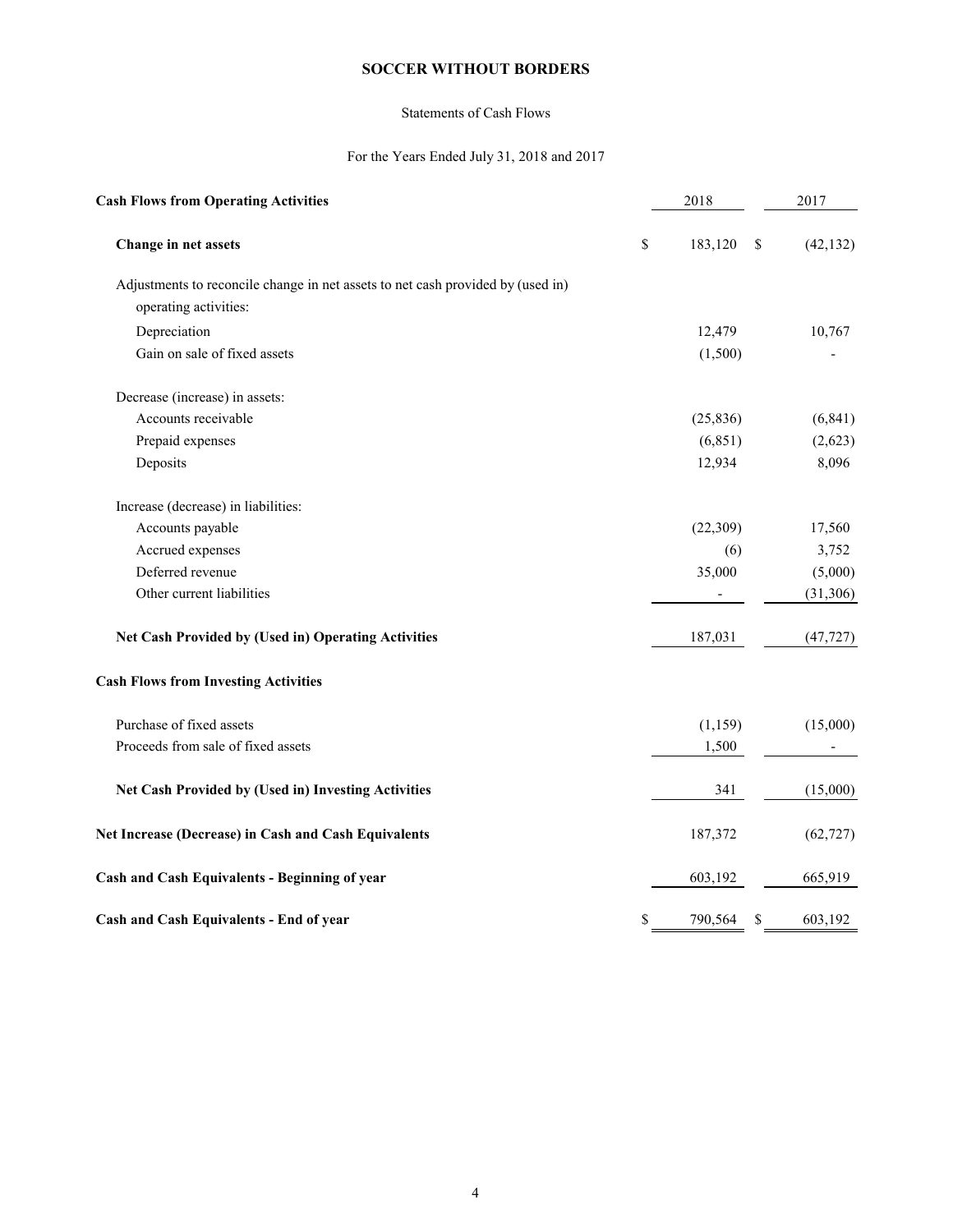# SOCCER WITHOUT BORDERS

Statements of Cash Flows

For the Years Ended July 31, 2018 and 2017

| **Cash Flows from Operating Activities** | 2018 | 2017 |
|---|---|---|
| **Change in net assets** | $ 183,120 | $ (42,132) |
| Adjustments to reconcile change in net assets to net cash provided by (used in) operating activities: | | |
| Depreciation | 12,479 | 10,767 |
| Gain on sale of fixed assets | (1,500) | - |
| Decrease (increase) in assets: | | |
| Accounts receivable | (25,836) | (6,841) |
| Prepaid expenses | (6,851) | (2,623) |
| Deposits | 12,934 | 8,096 |
| Increase (decrease) in liabilities: | | |
| Accounts payable | (22,309) | 17,560 |
| Accrued expenses | (6) | 3,752 |
| Deferred revenue | 35,000 | (5,000) |
| Other current liabilities | - | (31,306) |
| **Net Cash Provided by (Used in) Operating Activities** | 187,031 | (47,727) |
| **Cash Flows from Investing Activities** | | |
| Purchase of fixed assets | (1,159) | (15,000) |
| Proceeds from sale of fixed assets | 1,500 | - |
| **Net Cash Provided by (Used in) Investing Activities** | 341 | (15,000) |
| **Net Increase (Decrease) in Cash and Cash Equivalents** | 187,372 | (62,727) |
| **Cash and Cash Equivalents - Beginning of year** | 603,192 | 665,919 |
| **Cash and Cash Equivalents - End of year** | $ 790,564 | $ 603,192 |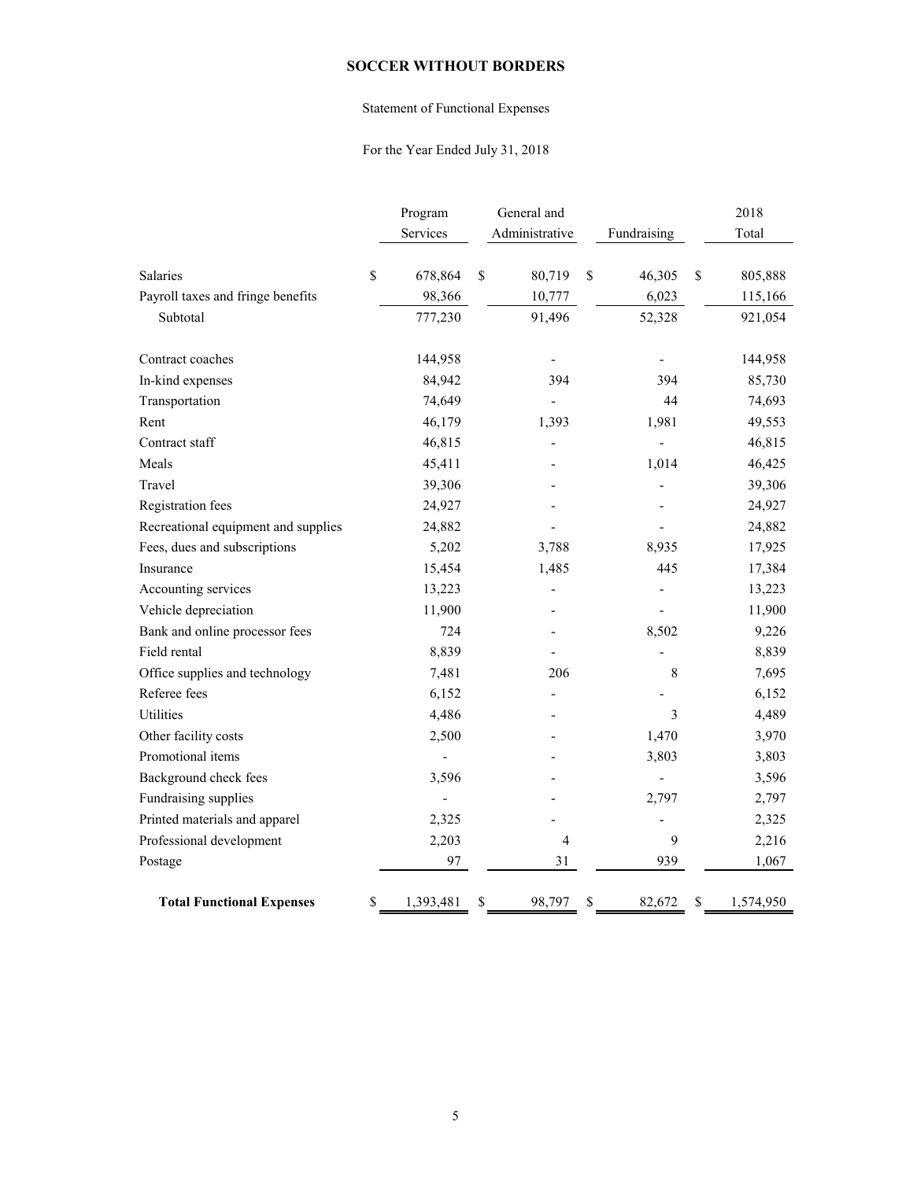**SOCCER WITHOUT BORDERS**

Statement of Functional Expenses

For the Year Ended July 31, 2018

| | Program Services | General and Administrative | Fundraising | 2018 Total |
|---|---|---|---|---|
| Salaries | $ 678,864 | $ 80,719 | $ 46,305 | $ 805,888 |
| Payroll taxes and fringe benefits | 98,366 | 10,777 | 6,023 | 115,166 |
| Subtotal | 777,230 | 91,496 | 52,328 | 921,054 |
| Contract coaches | 144,958 | - | - | 144,958 |
| In-kind expenses | 84,942 | 394 | 394 | 85,730 |
| Transportation | 74,649 | - | 44 | 74,693 |
| Rent | 46,179 | 1,393 | 1,981 | 49,553 |
| Contract staff | 46,815 | - | - | 46,815 |
| Meals | 45,411 | - | 1,014 | 46,425 |
| Travel | 39,306 | - | - | 39,306 |
| Registration fees | 24,927 | - | - | 24,927 |
| Recreational equipment and supplies | 24,882 | - | - | 24,882 |
| Fees, dues and subscriptions | 5,202 | 3,788 | 8,935 | 17,925 |
| Insurance | 15,454 | 1,485 | 445 | 17,384 |
| Accounting services | 13,223 | - | - | 13,223 |
| Vehicle depreciation | 11,900 | - | - | 11,900 |
| Bank and online processor fees | 724 | - | 8,502 | 9,226 |
| Field rental | 8,839 | - | - | 8,839 |
| Office supplies and technology | 7,481 | 206 | 8 | 7,695 |
| Referee fees | 6,152 | - | - | 6,152 |
| Utilities | 4,486 | - | 3 | 4,489 |
| Other facility costs | 2,500 | - | 1,470 | 3,970 |
| Promotional items | - | - | 3,803 | 3,803 |
| Background check fees | 3,596 | - | - | 3,596 |
| Fundraising supplies | - | - | 2,797 | 2,797 |
| Printed materials and apparel | 2,325 | - | - | 2,325 |
| Professional development | 2,203 | 4 | 9 | 2,216 |
| Postage | 97 | 31 | 939 | 1,067 |
| **Total Functional Expenses** | $ 1,393,481 | $ 98,797 | $ 82,672 | $ 1,574,950 |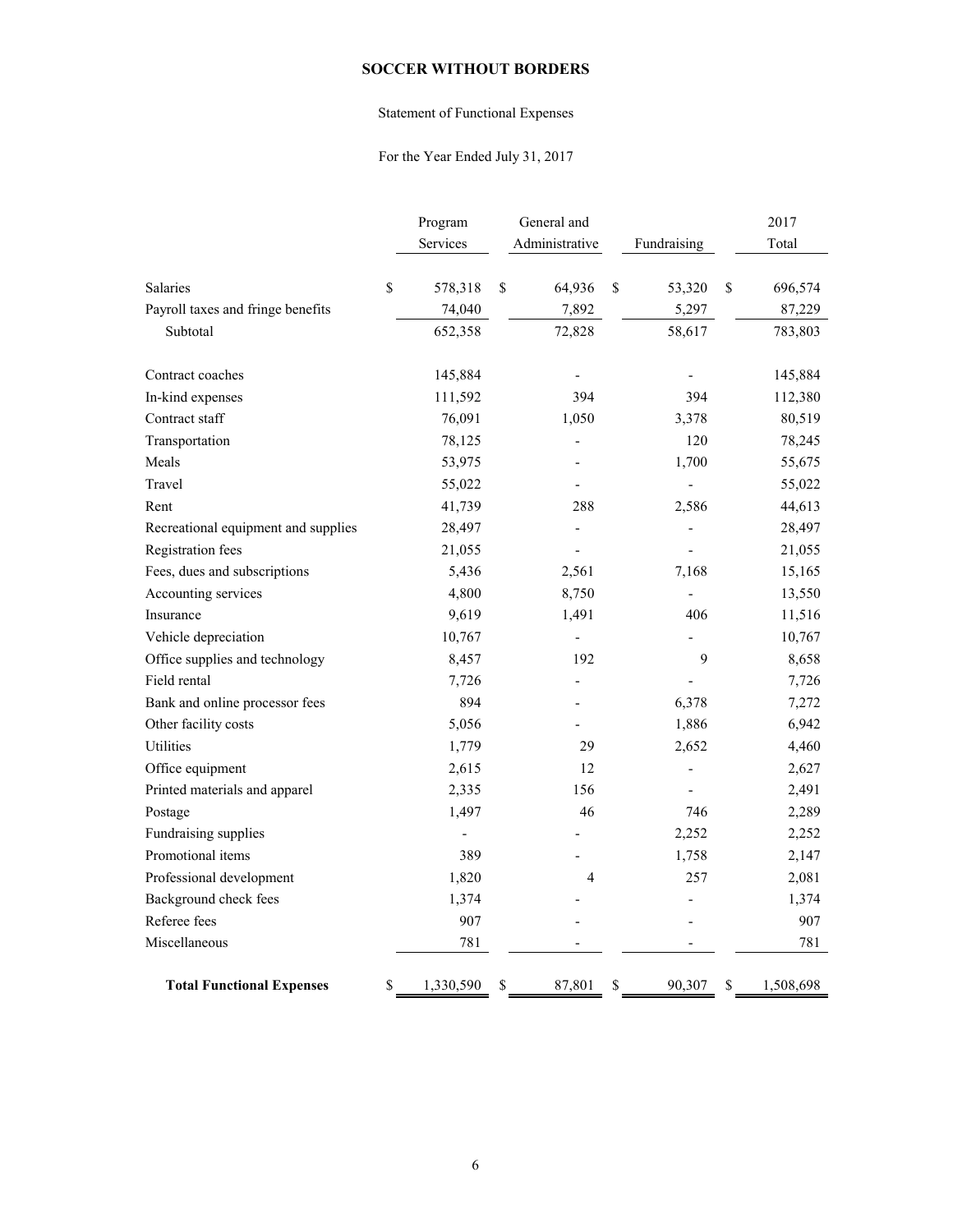# SOCCER WITHOUT BORDERS

Statement of Functional Expenses

For the Year Ended July 31, 2017

| | Program Services | General and Administrative | Fundraising | 2017 Total |
|---|---|---|---|---|
| Salaries | $ 578,318 | $ 64,936 | $ 53,320 | $ 696,574 |
| Payroll taxes and fringe benefits | 74,040 | 7,892 | 5,297 | 87,229 |
| Subtotal | 652,358 | 72,828 | 58,617 | 783,803 |
| Contract coaches | 145,884 | - | - | 145,884 |
| In-kind expenses | 111,592 | 394 | 394 | 112,380 |
| Contract staff | 76,091 | 1,050 | 3,378 | 80,519 |
| Transportation | 78,125 | - | 120 | 78,245 |
| Meals | 53,975 | - | 1,700 | 55,675 |
| Travel | 55,022 | - | - | 55,022 |
| Rent | 41,739 | 288 | 2,586 | 44,613 |
| Recreational equipment and supplies | 28,497 | - | - | 28,497 |
| Registration fees | 21,055 | - | - | 21,055 |
| Fees, dues and subscriptions | 5,436 | 2,561 | 7,168 | 15,165 |
| Accounting services | 4,800 | 8,750 | - | 13,550 |
| Insurance | 9,619 | 1,491 | 406 | 11,516 |
| Vehicle depreciation | 10,767 | - | - | 10,767 |
| Office supplies and technology | 8,457 | 192 | 9 | 8,658 |
| Field rental | 7,726 | - | - | 7,726 |
| Bank and online processor fees | 894 | - | 6,378 | 7,272 |
| Other facility costs | 5,056 | - | 1,886 | 6,942 |
| Utilities | 1,779 | 29 | 2,652 | 4,460 |
| Office equipment | 2,615 | 12 | - | 2,627 |
| Printed materials and apparel | 2,335 | 156 | - | 2,491 |
| Postage | 1,497 | 46 | 746 | 2,289 |
| Fundraising supplies | - | - | 2,252 | 2,252 |
| Promotional items | 389 | - | 1,758 | 2,147 |
| Professional development | 1,820 | 4 | 257 | 2,081 |
| Background check fees | 1,374 | - | - | 1,374 |
| Referee fees | 907 | - | - | 907 |
| Miscellaneous | 781 | - | - | 781 |
| **Total Functional Expenses** | $ 1,330,590 | $ 87,801 | $ 90,307 | $ 1,508,698 |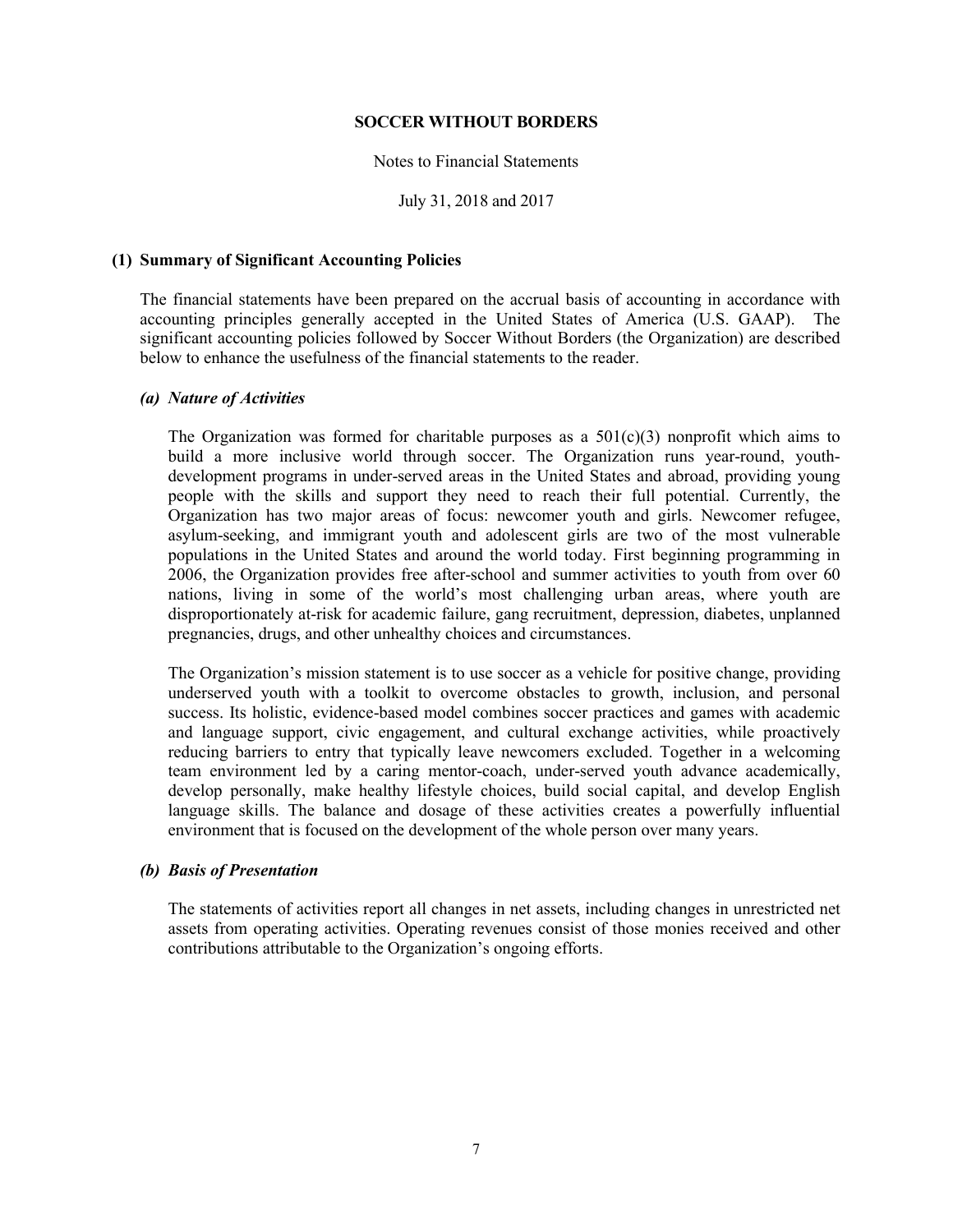**SOCCER WITHOUT BORDERS**

Notes to Financial Statements

July 31, 2018 and 2017

## (1) Summary of Significant Accounting Policies

The financial statements have been prepared on the accrual basis of accounting in accordance with accounting principles generally accepted in the United States of America (U.S. GAAP). The significant accounting policies followed by Soccer Without Borders (the Organization) are described below to enhance the usefulness of the financial statements to the reader.

### *(a) Nature of Activities*

The Organization was formed for charitable purposes as a 501(c)(3) nonprofit which aims to build a more inclusive world through soccer. The Organization runs year-round, youth-development programs in under-served areas in the United States and abroad, providing young people with the skills and support they need to reach their full potential. Currently, the Organization has two major areas of focus: newcomer youth and girls. Newcomer refugee, asylum-seeking, and immigrant youth and adolescent girls are two of the most vulnerable populations in the United States and around the world today. First beginning programming in 2006, the Organization provides free after-school and summer activities to youth from over 60 nations, living in some of the world's most challenging urban areas, where youth are disproportionately at-risk for academic failure, gang recruitment, depression, diabetes, unplanned pregnancies, drugs, and other unhealthy choices and circumstances.

The Organization's mission statement is to use soccer as a vehicle for positive change, providing underserved youth with a toolkit to overcome obstacles to growth, inclusion, and personal success. Its holistic, evidence-based model combines soccer practices and games with academic and language support, civic engagement, and cultural exchange activities, while proactively reducing barriers to entry that typically leave newcomers excluded. Together in a welcoming team environment led by a caring mentor-coach, under-served youth advance academically, develop personally, make healthy lifestyle choices, build social capital, and develop English language skills. The balance and dosage of these activities creates a powerfully influential environment that is focused on the development of the whole person over many years.

### *(b) Basis of Presentation*

The statements of activities report all changes in net assets, including changes in unrestricted net assets from operating activities. Operating revenues consist of those monies received and other contributions attributable to the Organization's ongoing efforts.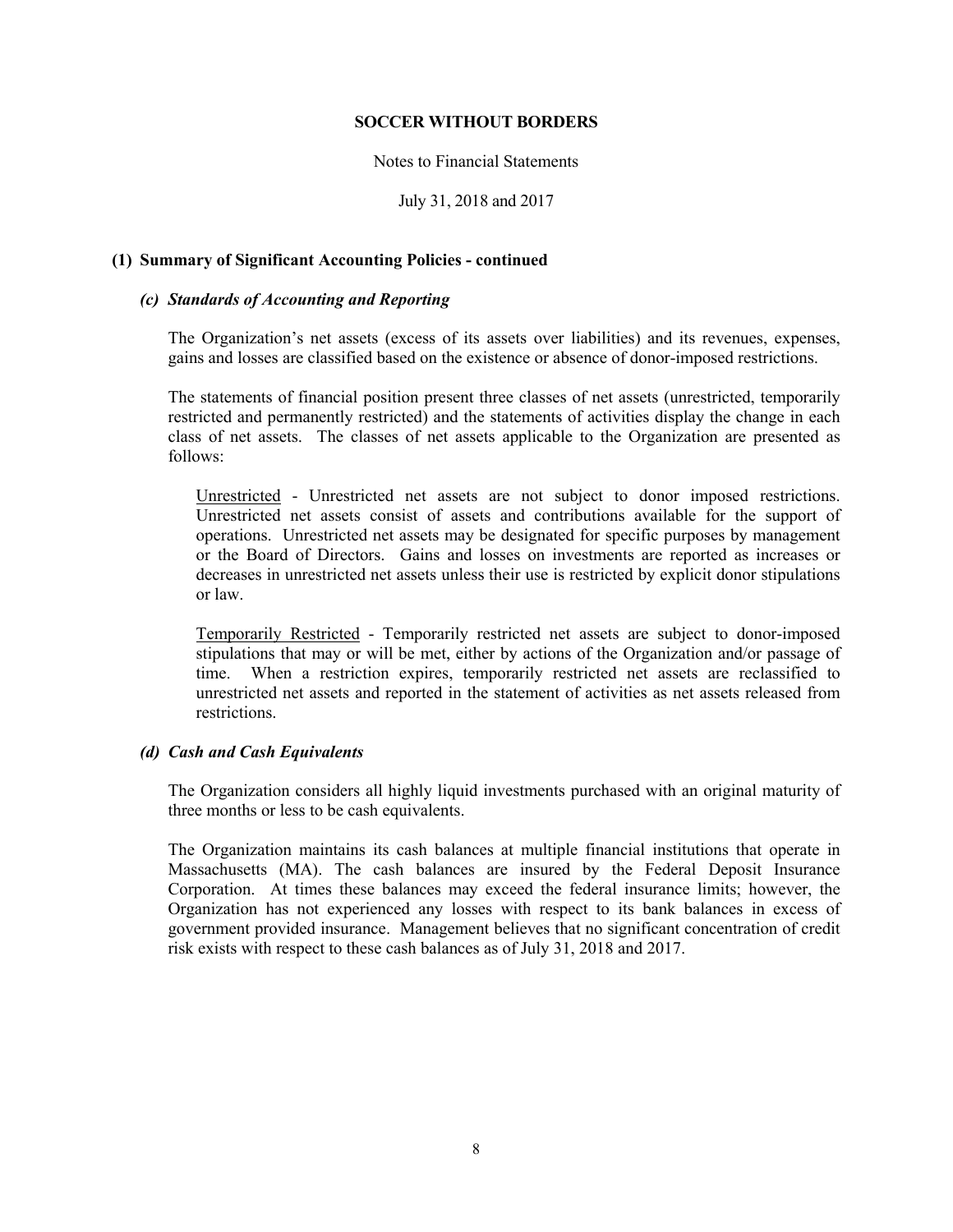**SOCCER WITHOUT BORDERS**

Notes to Financial Statements

July 31, 2018 and 2017

## (1) Summary of Significant Accounting Policies - continued

### *(c) Standards of Accounting and Reporting*

The Organization's net assets (excess of its assets over liabilities) and its revenues, expenses, gains and losses are classified based on the existence or absence of donor-imposed restrictions.

The statements of financial position present three classes of net assets (unrestricted, temporarily restricted and permanently restricted) and the statements of activities display the change in each class of net assets. The classes of net assets applicable to the Organization are presented as follows:

Unrestricted - Unrestricted net assets are not subject to donor imposed restrictions. Unrestricted net assets consist of assets and contributions available for the support of operations. Unrestricted net assets may be designated for specific purposes by management or the Board of Directors. Gains and losses on investments are reported as increases or decreases in unrestricted net assets unless their use is restricted by explicit donor stipulations or law.

Temporarily Restricted - Temporarily restricted net assets are subject to donor-imposed stipulations that may or will be met, either by actions of the Organization and/or passage of time. When a restriction expires, temporarily restricted net assets are reclassified to unrestricted net assets and reported in the statement of activities as net assets released from restrictions.

### *(d) Cash and Cash Equivalents*

The Organization considers all highly liquid investments purchased with an original maturity of three months or less to be cash equivalents.

The Organization maintains its cash balances at multiple financial institutions that operate in Massachusetts (MA). The cash balances are insured by the Federal Deposit Insurance Corporation. At times these balances may exceed the federal insurance limits; however, the Organization has not experienced any losses with respect to its bank balances in excess of government provided insurance. Management believes that no significant concentration of credit risk exists with respect to these cash balances as of July 31, 2018 and 2017.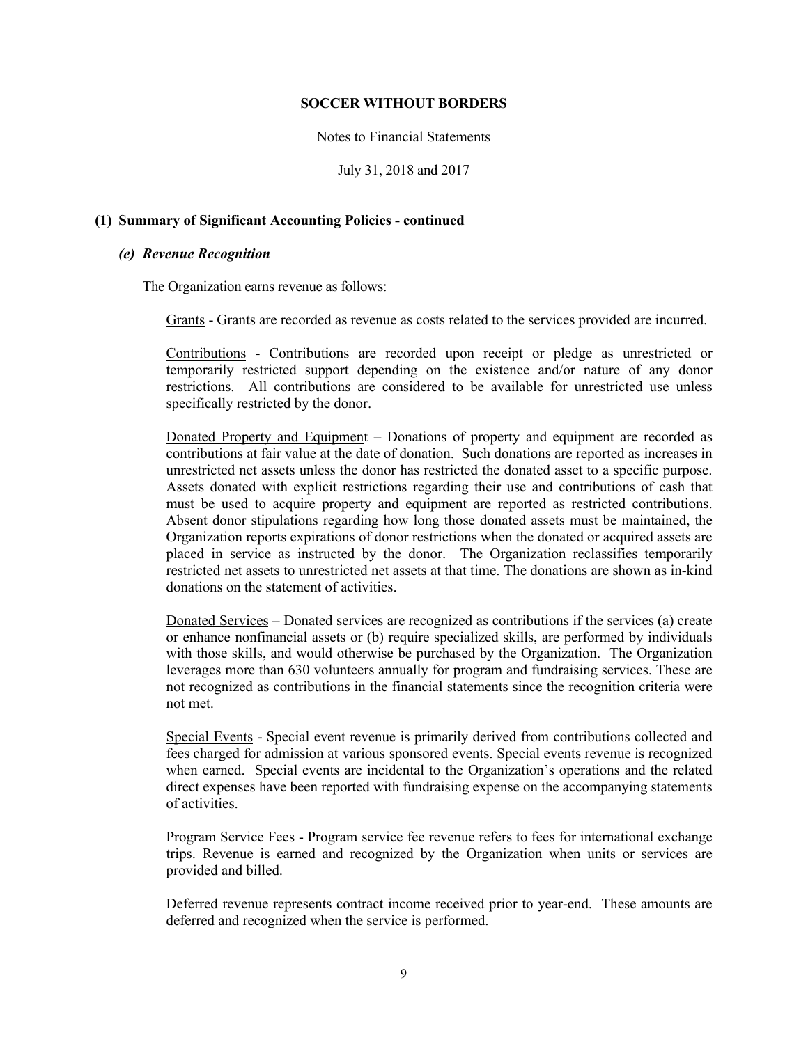**SOCCER WITHOUT BORDERS**

Notes to Financial Statements

July 31, 2018 and 2017

### (1) Summary of Significant Accounting Policies - continued

#### *(e) Revenue Recognition*

The Organization earns revenue as follows:

Grants - Grants are recorded as revenue as costs related to the services provided are incurred.

Contributions - Contributions are recorded upon receipt or pledge as unrestricted or temporarily restricted support depending on the existence and/or nature of any donor restrictions. All contributions are considered to be available for unrestricted use unless specifically restricted by the donor.

Donated Property and Equipment – Donations of property and equipment are recorded as contributions at fair value at the date of donation. Such donations are reported as increases in unrestricted net assets unless the donor has restricted the donated asset to a specific purpose. Assets donated with explicit restrictions regarding their use and contributions of cash that must be used to acquire property and equipment are reported as restricted contributions. Absent donor stipulations regarding how long those donated assets must be maintained, the Organization reports expirations of donor restrictions when the donated or acquired assets are placed in service as instructed by the donor. The Organization reclassifies temporarily restricted net assets to unrestricted net assets at that time. The donations are shown as in-kind donations on the statement of activities.

Donated Services – Donated services are recognized as contributions if the services (a) create or enhance nonfinancial assets or (b) require specialized skills, are performed by individuals with those skills, and would otherwise be purchased by the Organization. The Organization leverages more than 630 volunteers annually for program and fundraising services. These are not recognized as contributions in the financial statements since the recognition criteria were not met.

Special Events - Special event revenue is primarily derived from contributions collected and fees charged for admission at various sponsored events. Special events revenue is recognized when earned. Special events are incidental to the Organization's operations and the related direct expenses have been reported with fundraising expense on the accompanying statements of activities.

Program Service Fees - Program service fee revenue refers to fees for international exchange trips. Revenue is earned and recognized by the Organization when units or services are provided and billed.

Deferred revenue represents contract income received prior to year-end. These amounts are deferred and recognized when the service is performed.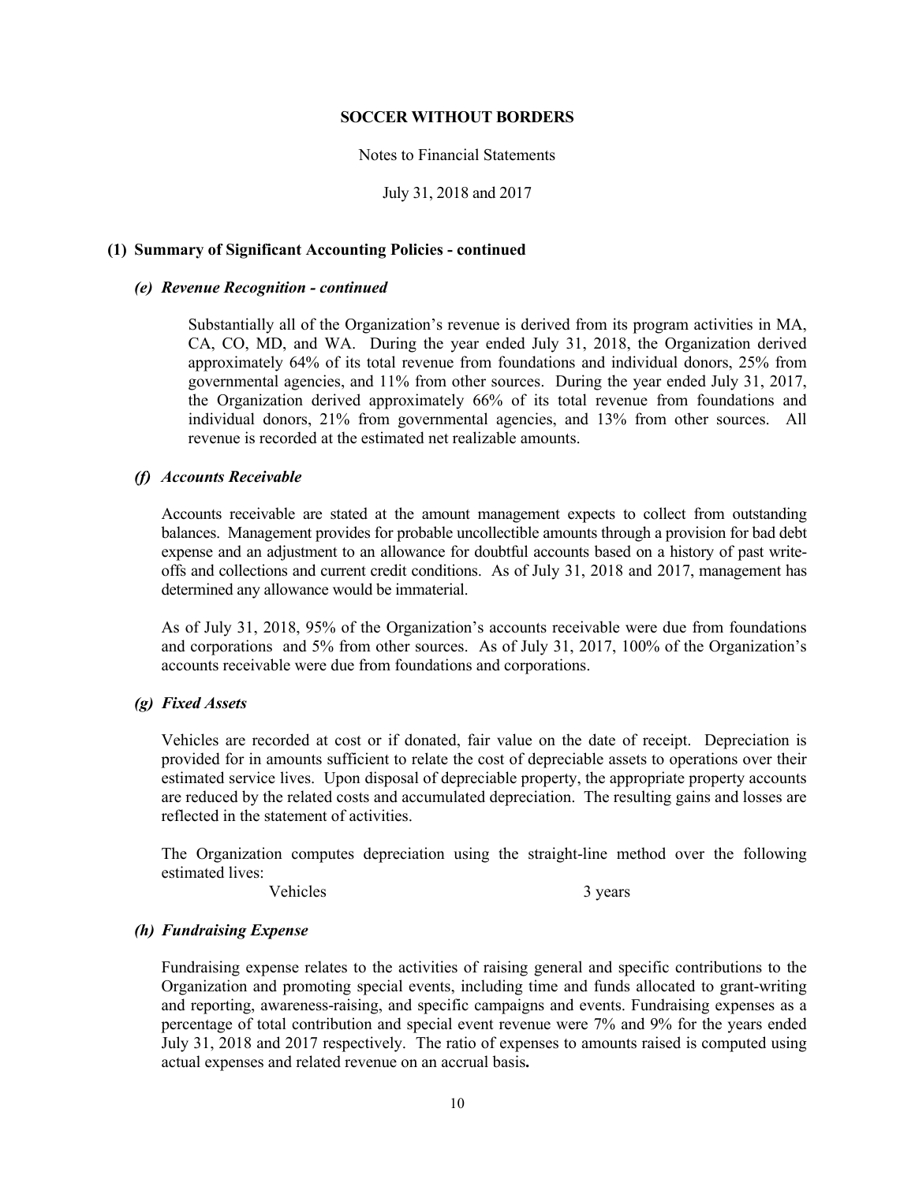# SOCCER WITHOUT BORDERS

Notes to Financial Statements

July 31, 2018 and 2017

## (1) Summary of Significant Accounting Policies - continued

### *(e) Revenue Recognition - continued*

Substantially all of the Organization's revenue is derived from its program activities in MA, CA, CO, MD, and WA. During the year ended July 31, 2018, the Organization derived approximately 64% of its total revenue from foundations and individual donors, 25% from governmental agencies, and 11% from other sources. During the year ended July 31, 2017, the Organization derived approximately 66% of its total revenue from foundations and individual donors, 21% from governmental agencies, and 13% from other sources. All revenue is recorded at the estimated net realizable amounts.

### *(f) Accounts Receivable*

Accounts receivable are stated at the amount management expects to collect from outstanding balances. Management provides for probable uncollectible amounts through a provision for bad debt expense and an adjustment to an allowance for doubtful accounts based on a history of past write-offs and collections and current credit conditions. As of July 31, 2018 and 2017, management has determined any allowance would be immaterial.

As of July 31, 2018, 95% of the Organization's accounts receivable were due from foundations and corporations and 5% from other sources. As of July 31, 2017, 100% of the Organization's accounts receivable were due from foundations and corporations.

### *(g) Fixed Assets*

Vehicles are recorded at cost or if donated, fair value on the date of receipt. Depreciation is provided for in amounts sufficient to relate the cost of depreciable assets to operations over their estimated service lives. Upon disposal of depreciable property, the appropriate property accounts are reduced by the related costs and accumulated depreciation. The resulting gains and losses are reflected in the statement of activities.

The Organization computes depreciation using the straight-line method over the following estimated lives:

| | |
|---|---|
| Vehicles | 3 years |

### *(h) Fundraising Expense*

Fundraising expense relates to the activities of raising general and specific contributions to the Organization and promoting special events, including time and funds allocated to grant-writing and reporting, awareness-raising, and specific campaigns and events. Fundraising expenses as a percentage of total contribution and special event revenue were 7% and 9% for the years ended July 31, 2018 and 2017 respectively. The ratio of expenses to amounts raised is computed using actual expenses and related revenue on an accrual basis**.**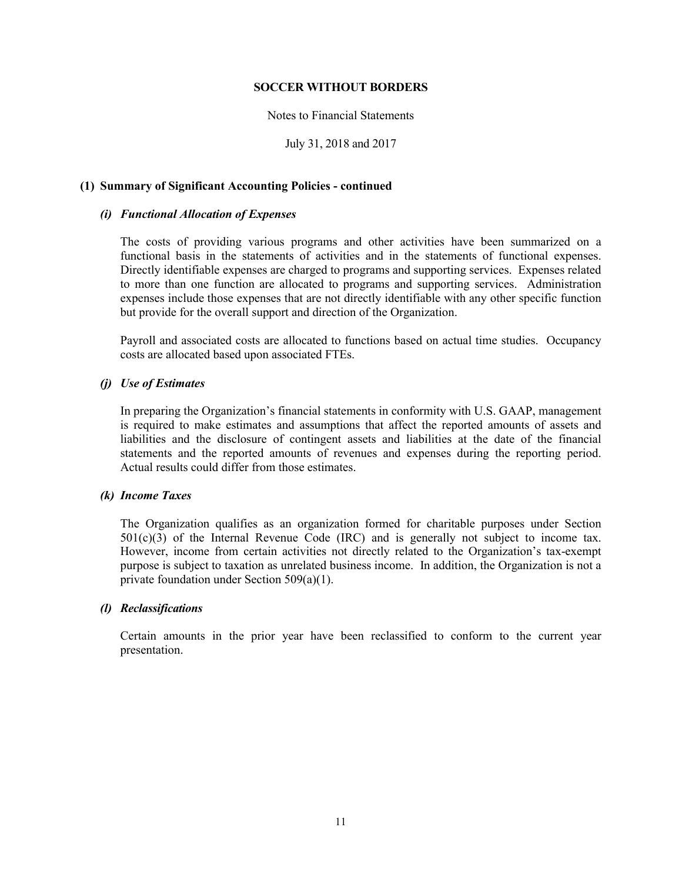# SOCCER WITHOUT BORDERS

Notes to Financial Statements

July 31, 2018 and 2017

## (1) Summary of Significant Accounting Policies - continued

### *(i) Functional Allocation of Expenses*

The costs of providing various programs and other activities have been summarized on a functional basis in the statements of activities and in the statements of functional expenses. Directly identifiable expenses are charged to programs and supporting services. Expenses related to more than one function are allocated to programs and supporting services. Administration expenses include those expenses that are not directly identifiable with any other specific function but provide for the overall support and direction of the Organization.

Payroll and associated costs are allocated to functions based on actual time studies. Occupancy costs are allocated based upon associated FTEs.

### *(j) Use of Estimates*

In preparing the Organization's financial statements in conformity with U.S. GAAP, management is required to make estimates and assumptions that affect the reported amounts of assets and liabilities and the disclosure of contingent assets and liabilities at the date of the financial statements and the reported amounts of revenues and expenses during the reporting period. Actual results could differ from those estimates.

### *(k) Income Taxes*

The Organization qualifies as an organization formed for charitable purposes under Section 501(c)(3) of the Internal Revenue Code (IRC) and is generally not subject to income tax. However, income from certain activities not directly related to the Organization's tax-exempt purpose is subject to taxation as unrelated business income. In addition, the Organization is not a private foundation under Section 509(a)(1).

### *(l) Reclassifications*

Certain amounts in the prior year have been reclassified to conform to the current year presentation.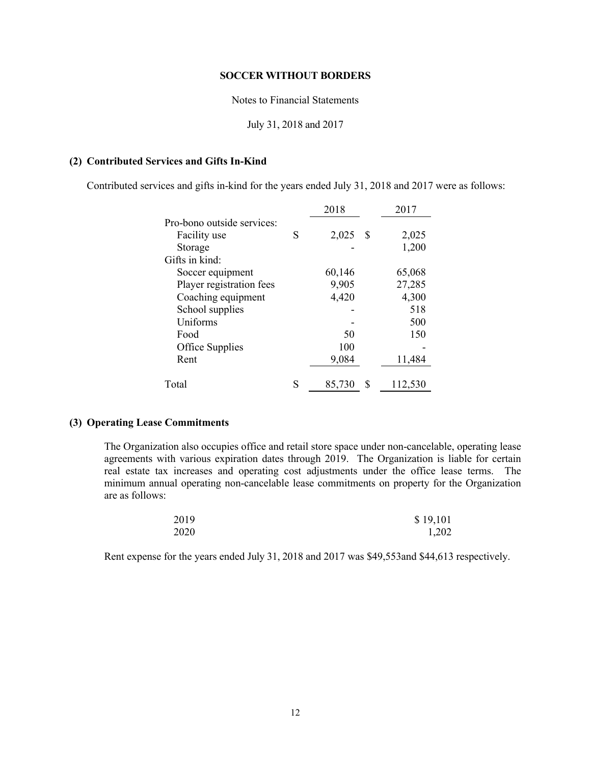**SOCCER WITHOUT BORDERS**

Notes to Financial Statements

July 31, 2018 and 2017

## (2) Contributed Services and Gifts In-Kind

Contributed services and gifts in-kind for the years ended July 31, 2018 and 2017 were as follows:

| | 2018 | 2017 |
|---|---|---|
| Pro-bono outside services: | | |
| Facility use | S 2,025 | $ 2,025 |
| Storage | - | 1,200 |
| Gifts in kind: | | |
| Soccer equipment | 60,146 | 65,068 |
| Player registration fees | 9,905 | 27,285 |
| Coaching equipment | 4,420 | 4,300 |
| School supplies | - | 518 |
| Uniforms | - | 500 |
| Food | 50 | 150 |
| Office Supplies | 100 | - |
| Rent | 9,084 | 11,484 |
| Total | S 85,730 | $ 112,530 |

## (3) Operating Lease Commitments

The Organization also occupies office and retail store space under non-cancelable, operating lease agreements with various expiration dates through 2019. The Organization is liable for certain real estate tax increases and operating cost adjustments under the office lease terms. The minimum annual operating non-cancelable lease commitments on property for the Organization are as follows:

| | |
|---|---|
| 2019 | $ 19,101 |
| 2020 | 1,202 |

Rent expense for the years ended July 31, 2018 and 2017 was $49,553and $44,613 respectively.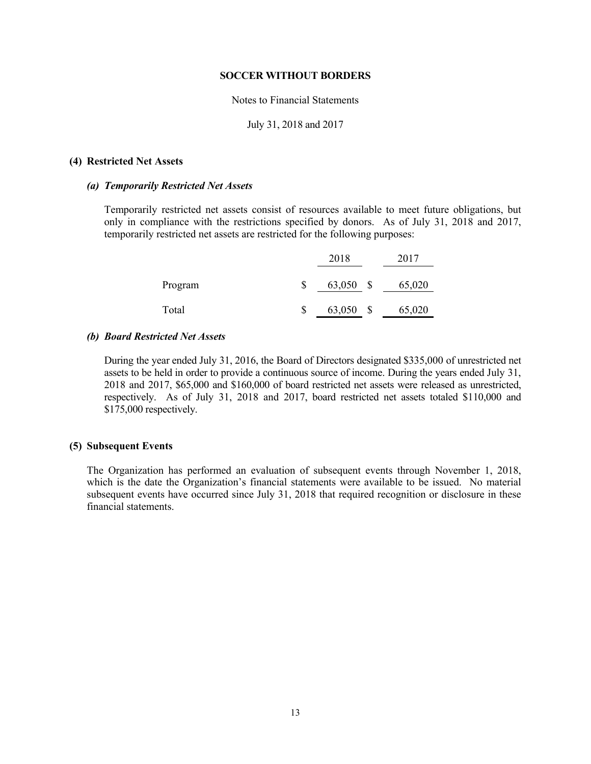**SOCCER WITHOUT BORDERS**

Notes to Financial Statements

July 31, 2018 and 2017

### (4) Restricted Net Assets

#### *(a) Temporarily Restricted Net Assets*

Temporarily restricted net assets consist of resources available to meet future obligations, but only in compliance with the restrictions specified by donors. As of July 31, 2018 and 2017, temporarily restricted net assets are restricted for the following purposes:

| | 2018 | 2017 |
|---|---|---|
| Program | $ 63,050 | $ 65,020 |
| Total | $ 63,050 | $ 65,020 |

#### *(b) Board Restricted Net Assets*

During the year ended July 31, 2016, the Board of Directors designated $335,000 of unrestricted net assets to be held in order to provide a continuous source of income. During the years ended July 31, 2018 and 2017, $65,000 and $160,000 of board restricted net assets were released as unrestricted, respectively. As of July 31, 2018 and 2017, board restricted net assets totaled $110,000 and $175,000 respectively.

### (5) Subsequent Events

The Organization has performed an evaluation of subsequent events through November 1, 2018, which is the date the Organization's financial statements were available to be issued. No material subsequent events have occurred since July 31, 2018 that required recognition or disclosure in these financial statements.